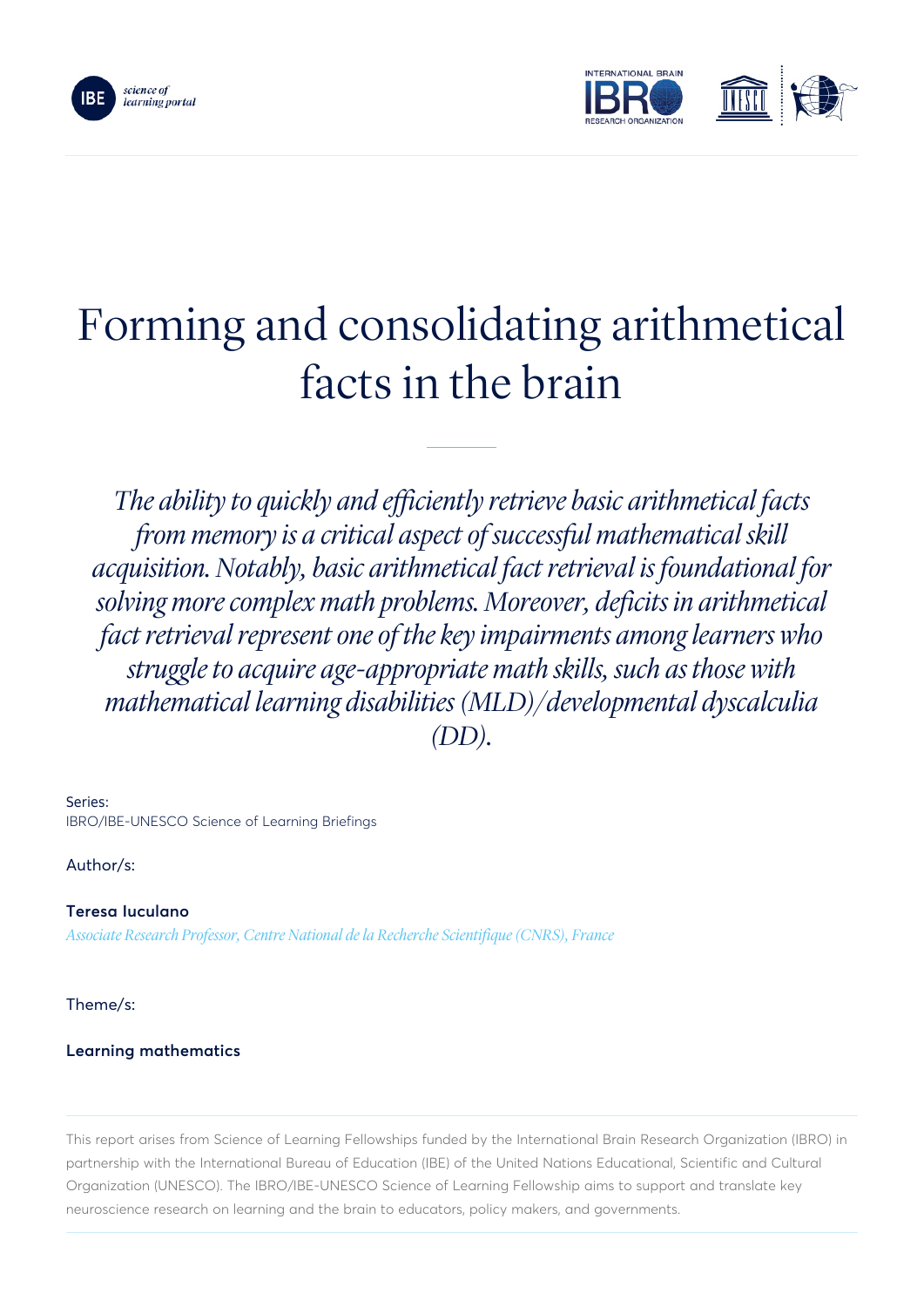# Forming and consolidating arithmetical facts in the brain

*The ability to quickly and efficiently retrieve basic arithmetical facts from memory is a critical aspect of successful mathematical skill acquisition. Notably, basic arithmetical fact retrieval is foundational for solving more complex math problems. Moreover, deficits in arithmetical fact retrieval represent one of the key impairments among learners who struggle to acquire age-appropriate math skills, such as those with mathematical learning disabilities (MLD)/developmental dyscalculia (DD).*

Series:
IBRO/IBE-UNESCO Science of Learning Briefings

Author/s:

**Teresa Iuculano**
*Associate Research Professor, Centre National de la Recherche Scientifique (CNRS), France*

Theme/s:

**Learning mathematics**

This report arises from Science of Learning Fellowships funded by the International Brain Research Organization (IBRO) in partnership with the International Bureau of Education (IBE) of the United Nations Educational, Scientific and Cultural Organization (UNESCO). The IBRO/IBE-UNESCO Science of Learning Fellowship aims to support and translate key neuroscience research on learning and the brain to educators, policy makers, and governments.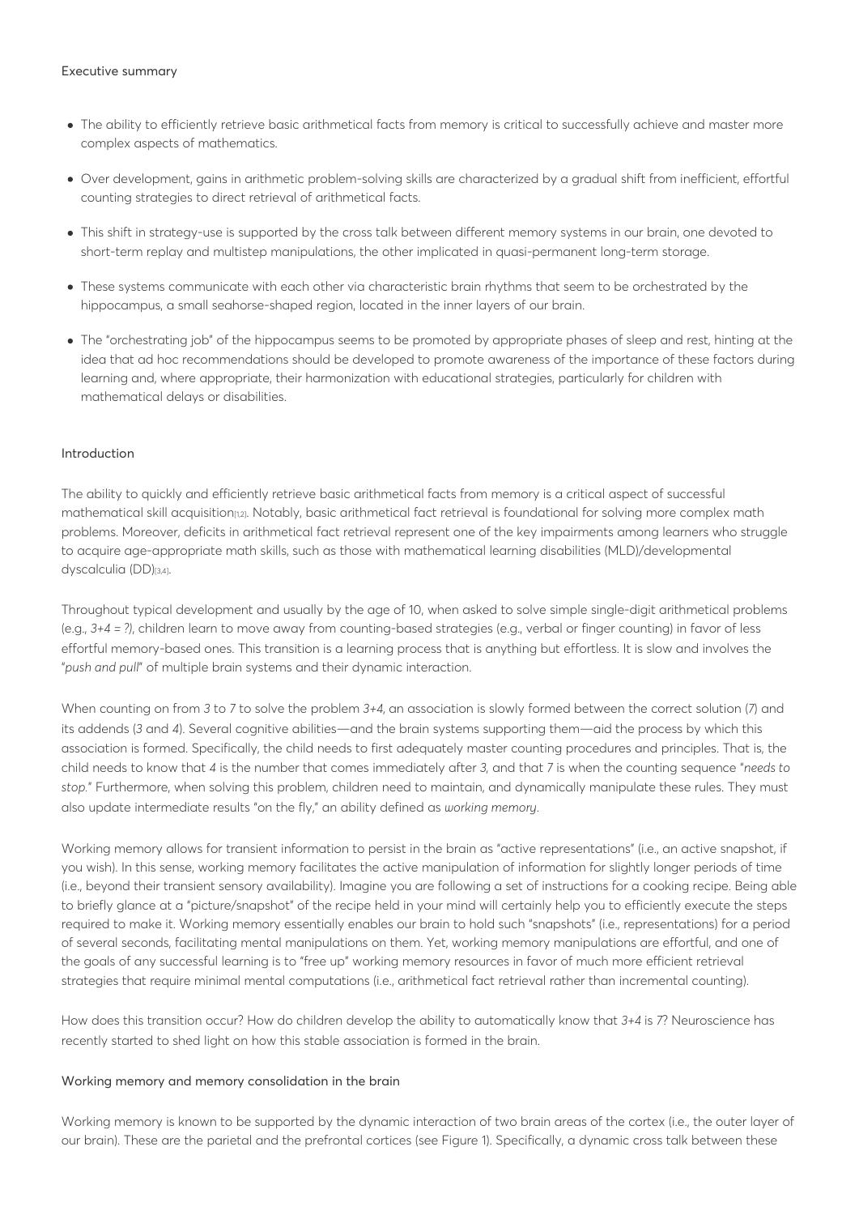## Executive summary

- The ability to efficiently retrieve basic arithmetical facts from memory is critical to successfully achieve and master more complex aspects of mathematics.
- Over development, gains in arithmetic problem-solving skills are characterized by a gradual shift from inefficient, effortful counting strategies to direct retrieval of arithmetical facts.
- This shift in strategy-use is supported by the cross talk between different memory systems in our brain, one devoted to short-term replay and multistep manipulations, the other implicated in quasi-permanent long-term storage.
- These systems communicate with each other via characteristic brain rhythms that seem to be orchestrated by the hippocampus, a small seahorse-shaped region, located in the inner layers of our brain.
- The "orchestrating job" of the hippocampus seems to be promoted by appropriate phases of sleep and rest, hinting at the idea that ad hoc recommendations should be developed to promote awareness of the importance of these factors during learning and, where appropriate, their harmonization with educational strategies, particularly for children with mathematical delays or disabilities.

## Introduction

The ability to quickly and efficiently retrieve basic arithmetical facts from memory is a critical aspect of successful mathematical skill acquisition[1,2]. Notably, basic arithmetical fact retrieval is foundational for solving more complex math problems. Moreover, deficits in arithmetical fact retrieval represent one of the key impairments among learners who struggle to acquire age-appropriate math skills, such as those with mathematical learning disabilities (MLD)/developmental dyscalculia (DD)[3,4].

Throughout typical development and usually by the age of 10, when asked to solve simple single-digit arithmetical problems (e.g., *3+4 = ?*), children learn to move away from counting-based strategies (e.g., verbal or finger counting) in favor of less effortful memory-based ones. This transition is a learning process that is anything but effortless. It is slow and involves the "*push and pull*" of multiple brain systems and their dynamic interaction.

When counting on from *3* to *7* to solve the problem *3+4*, an association is slowly formed between the correct solution (*7*) and its addends (*3* and *4*). Several cognitive abilities—and the brain systems supporting them—aid the process by which this association is formed. Specifically, the child needs to first adequately master counting procedures and principles. That is, the child needs to know that *4* is the number that comes immediately after *3*, and that *7* is when the counting sequence "*needs to stop.*" Furthermore, when solving this problem, children need to maintain, and dynamically manipulate these rules. They must also update intermediate results "on the fly," an ability defined as *working memory*.

Working memory allows for transient information to persist in the brain as "active representations" (i.e., an active snapshot, if you wish). In this sense, working memory facilitates the active manipulation of information for slightly longer periods of time (i.e., beyond their transient sensory availability). Imagine you are following a set of instructions for a cooking recipe. Being able to briefly glance at a "picture/snapshot" of the recipe held in your mind will certainly help you to efficiently execute the steps required to make it. Working memory essentially enables our brain to hold such "snapshots" (i.e., representations) for a period of several seconds, facilitating mental manipulations on them. Yet, working memory manipulations are effortful, and one of the goals of any successful learning is to "free up" working memory resources in favor of much more efficient retrieval strategies that require minimal mental computations (i.e., arithmetical fact retrieval rather than incremental counting).

How does this transition occur? How do children develop the ability to automatically know that *3+4* is *7*? Neuroscience has recently started to shed light on how this stable association is formed in the brain.

## Working memory and memory consolidation in the brain

Working memory is known to be supported by the dynamic interaction of two brain areas of the cortex (i.e., the outer layer of our brain). These are the parietal and the prefrontal cortices (see Figure 1). Specifically, a dynamic cross talk between these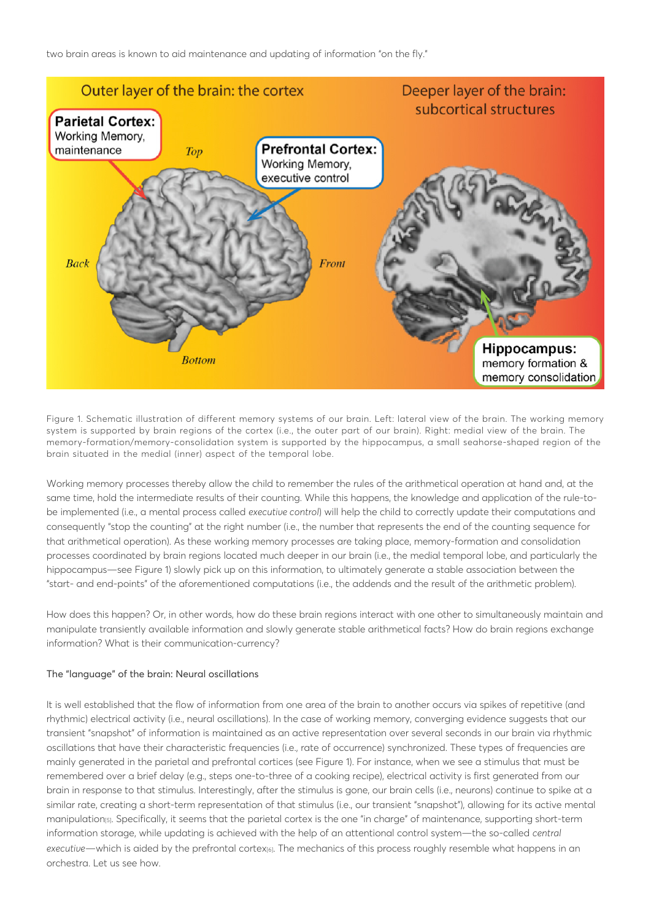two brain areas is known to aid maintenance and updating of information "on the fly."

Figure 1. Schematic illustration of different memory systems of our brain. Left: lateral view of the brain. The working memory system is supported by brain regions of the cortex (i.e., the outer part of our brain). Right: medial view of the brain. The memory-formation/memory-consolidation system is supported by the hippocampus, a small seahorse-shaped region of the brain situated in the medial (inner) aspect of the temporal lobe.

Working memory processes thereby allow the child to remember the rules of the arithmetical operation at hand and, at the same time, hold the intermediate results of their counting. While this happens, the knowledge and application of the rule-to-be implemented (i.e., a mental process called *executive control*) will help the child to correctly update their computations and consequently "stop the counting" at the right number (i.e., the number that represents the end of the counting sequence for that arithmetical operation). As these working memory processes are taking place, memory-formation and consolidation processes coordinated by brain regions located much deeper in our brain (i.e., the medial temporal lobe, and particularly the hippocampus—see Figure 1) slowly pick up on this information, to ultimately generate a stable association between the "start- and end-points" of the aforementioned computations (i.e., the addends and the result of the arithmetic problem).

How does this happen? Or, in other words, how do these brain regions interact with one other to simultaneously maintain and manipulate transiently available information and slowly generate stable arithmetical facts? How do brain regions exchange information? What is their communication-currency?

## The "language" of the brain: Neural oscillations

It is well established that the flow of information from one area of the brain to another occurs via spikes of repetitive (and rhythmic) electrical activity (i.e., neural oscillations). In the case of working memory, converging evidence suggests that our transient "snapshot" of information is maintained as an active representation over several seconds in our brain via rhythmic oscillations that have their characteristic frequencies (i.e., rate of occurrence) synchronized. These types of frequencies are mainly generated in the parietal and prefrontal cortices (see Figure 1). For instance, when we see a stimulus that must be remembered over a brief delay (e.g., steps one-to-three of a cooking recipe), electrical activity is first generated from our brain in response to that stimulus. Interestingly, after the stimulus is gone, our brain cells (i.e., neurons) continue to spike at a similar rate, creating a short-term representation of that stimulus (i.e., our transient "snapshot"), allowing for its active mental manipulation[5]. Specifically, it seems that the parietal cortex is the one "in charge" of maintenance, supporting short-term information storage, while updating is achieved with the help of an attentional control system—the so-called *central executive*—which is aided by the prefrontal cortex[6]. The mechanics of this process roughly resemble what happens in an orchestra. Let us see how.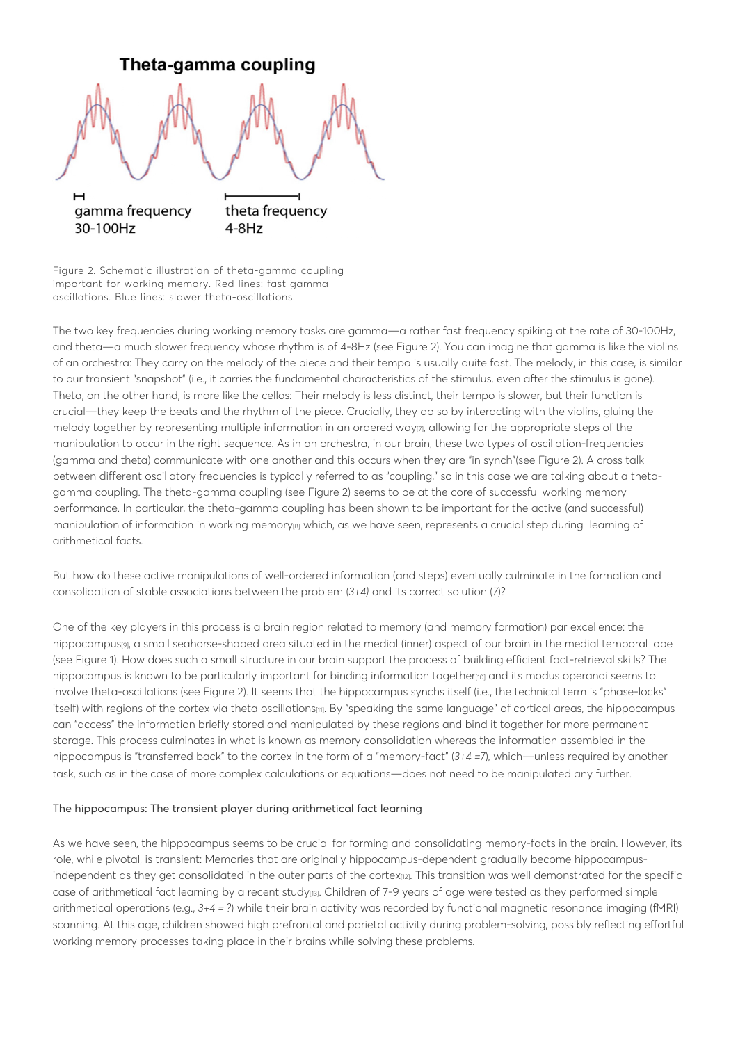Theta-gamma coupling

gamma frequency 30-100Hz

theta frequency 4-8Hz

Figure 2. Schematic illustration of theta-gamma coupling important for working memory. Red lines: fast gamma-oscillations. Blue lines: slower theta-oscillations.

The two key frequencies during working memory tasks are gamma—a rather fast frequency spiking at the rate of 30-100Hz, and theta—a much slower frequency whose rhythm is of 4-8Hz (see Figure 2). You can imagine that gamma is like the violins of an orchestra: They carry on the melody of the piece and their tempo is usually quite fast. The melody, in this case, is similar to our transient "snapshot" (i.e., it carries the fundamental characteristics of the stimulus, even after the stimulus is gone). Theta, on the other hand, is more like the cellos: Their melody is less distinct, their tempo is slower, but their function is crucial—they keep the beats and the rhythm of the piece. Crucially, they do so by interacting with the violins, gluing the melody together by representing multiple information in an ordered way[7], allowing for the appropriate steps of the manipulation to occur in the right sequence. As in an orchestra, in our brain, these two types of oscillation-frequencies (gamma and theta) communicate with one another and this occurs when they are "in synch"(see Figure 2). A cross talk between different oscillatory frequencies is typically referred to as "coupling," so in this case we are talking about a theta-gamma coupling. The theta-gamma coupling (see Figure 2) seems to be at the core of successful working memory performance. In particular, the theta-gamma coupling has been shown to be important for the active (and successful) manipulation of information in working memory[8] which, as we have seen, represents a crucial step during learning of arithmetical facts.

But how do these active manipulations of well-ordered information (and steps) eventually culminate in the formation and consolidation of stable associations between the problem (*3+4*) and its correct solution (*7*)?

One of the key players in this process is a brain region related to memory (and memory formation) par excellence: the hippocampus[9], a small seahorse-shaped area situated in the medial (inner) aspect of our brain in the medial temporal lobe (see Figure 1). How does such a small structure in our brain support the process of building efficient fact-retrieval skills? The hippocampus is known to be particularly important for binding information together[10] and its modus operandi seems to involve theta-oscillations (see Figure 2). It seems that the hippocampus synchs itself (i.e., the technical term is "phase-locks" itself) with regions of the cortex via theta oscillations[11]. By "speaking the same language" of cortical areas, the hippocampus can "access" the information briefly stored and manipulated by these regions and bind it together for more permanent storage. This process culminates in what is known as memory consolidation whereas the information assembled in the hippocampus is "transferred back" to the cortex in the form of a "memory-fact" (*3+4 =7*), which—unless required by another task, such as in the case of more complex calculations or equations—does not need to be manipulated any further.

## The hippocampus: The transient player during arithmetical fact learning

As we have seen, the hippocampus seems to be crucial for forming and consolidating memory-facts in the brain. However, its role, while pivotal, is transient: Memories that are originally hippocampus-dependent gradually become hippocampus-independent as they get consolidated in the outer parts of the cortex[12]. This transition was well demonstrated for the specific case of arithmetical fact learning by a recent study[13]. Children of 7-9 years of age were tested as they performed simple arithmetical operations (e.g., *3+4 = ?*) while their brain activity was recorded by functional magnetic resonance imaging (fMRI) scanning. At this age, children showed high prefrontal and parietal activity during problem-solving, possibly reflecting effortful working memory processes taking place in their brains while solving these problems.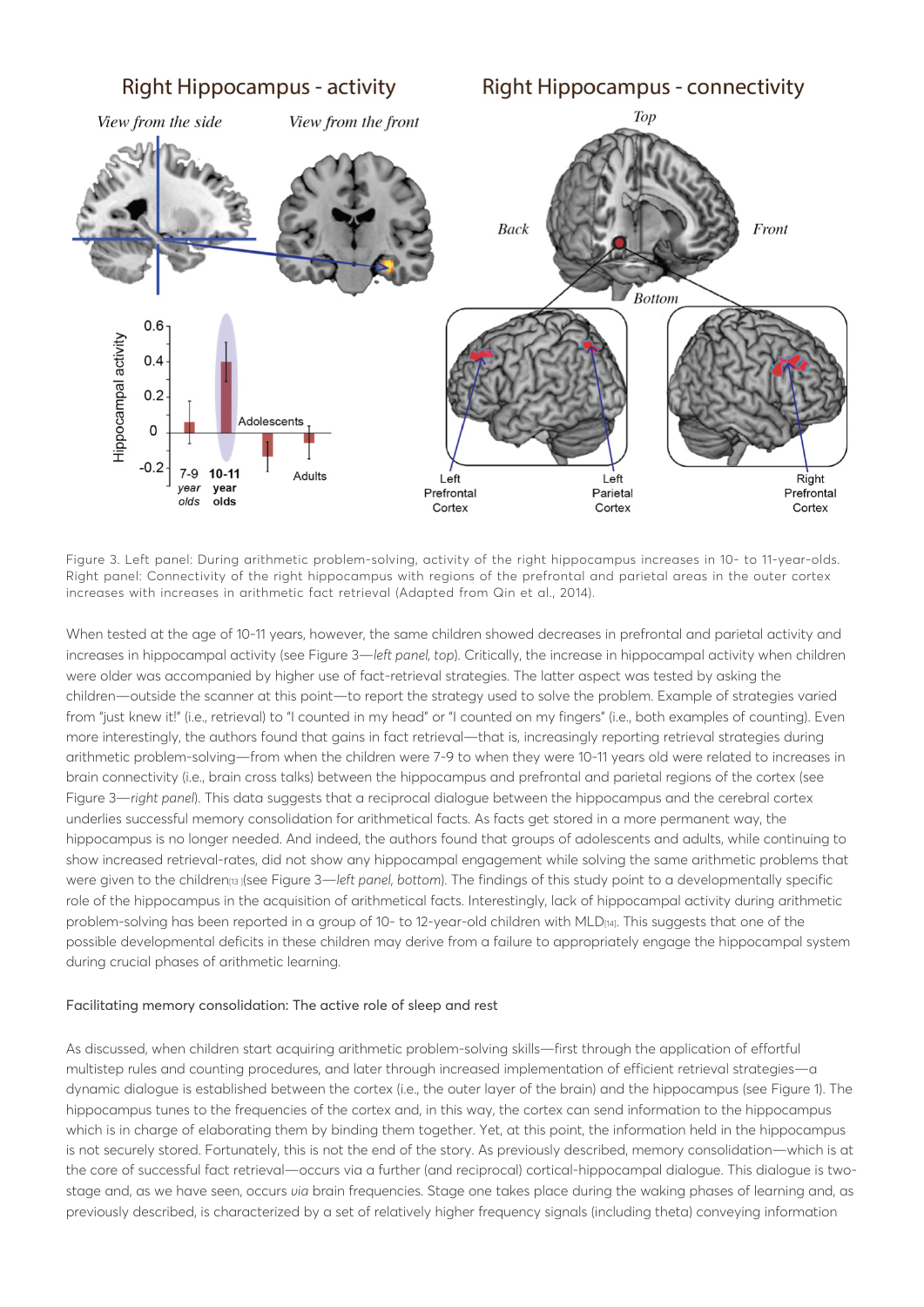Figure 3. Left panel: During arithmetic problem-solving, activity of the right hippocampus increases in 10- to 11-year-olds. Right panel: Connectivity of the right hippocampus with regions of the prefrontal and parietal areas in the outer cortex increases with increases in arithmetic fact retrieval (Adapted from Qin et al., 2014).

When tested at the age of 10-11 years, however, the same children showed decreases in prefrontal and parietal activity and increases in hippocampal activity (see Figure 3—*left panel, top*). Critically, the increase in hippocampal activity when children were older was accompanied by higher use of fact-retrieval strategies. The latter aspect was tested by asking the children—outside the scanner at this point—to report the strategy used to solve the problem. Example of strategies varied from "just knew it!" (i.e., retrieval) to "I counted in my head" or "I counted on my fingers" (i.e., both examples of counting). Even more interestingly, the authors found that gains in fact retrieval—that is, increasingly reporting retrieval strategies during arithmetic problem-solving—from when the children were 7-9 to when they were 10-11 years old were related to increases in brain connectivity (i.e., brain cross talks) between the hippocampus and prefrontal and parietal regions of the cortex (see Figure 3—*right panel*). This data suggests that a reciprocal dialogue between the hippocampus and the cerebral cortex underlies successful memory consolidation for arithmetical facts. As facts get stored in a more permanent way, the hippocampus is no longer needed. And indeed, the authors found that groups of adolescents and adults, while continuing to show increased retrieval-rates, did not show any hippocampal engagement while solving the same arithmetic problems that were given to the children[13] (see Figure 3—*left panel, bottom*). The findings of this study point to a developmentally specific role of the hippocampus in the acquisition of arithmetical facts. Interestingly, lack of hippocampal activity during arithmetic problem-solving has been reported in a group of 10- to 12-year-old children with MLD[14]. This suggests that one of the possible developmental deficits in these children may derive from a failure to appropriately engage the hippocampal system during crucial phases of arithmetic learning.

### Facilitating memory consolidation: The active role of sleep and rest

As discussed, when children start acquiring arithmetic problem-solving skills—first through the application of effortful multistep rules and counting procedures, and later through increased implementation of efficient retrieval strategies—a dynamic dialogue is established between the cortex (i.e., the outer layer of the brain) and the hippocampus (see Figure 1). The hippocampus tunes to the frequencies of the cortex and, in this way, the cortex can send information to the hippocampus which is in charge of elaborating them by binding them together. Yet, at this point, the information held in the hippocampus is not securely stored. Fortunately, this is not the end of the story. As previously described, memory consolidation—which is at the core of successful fact retrieval—occurs via a further (and reciprocal) cortical-hippocampal dialogue. This dialogue is two-stage and, as we have seen, occurs *via* brain frequencies. Stage one takes place during the waking phases of learning and, as previously described, is characterized by a set of relatively higher frequency signals (including theta) conveying information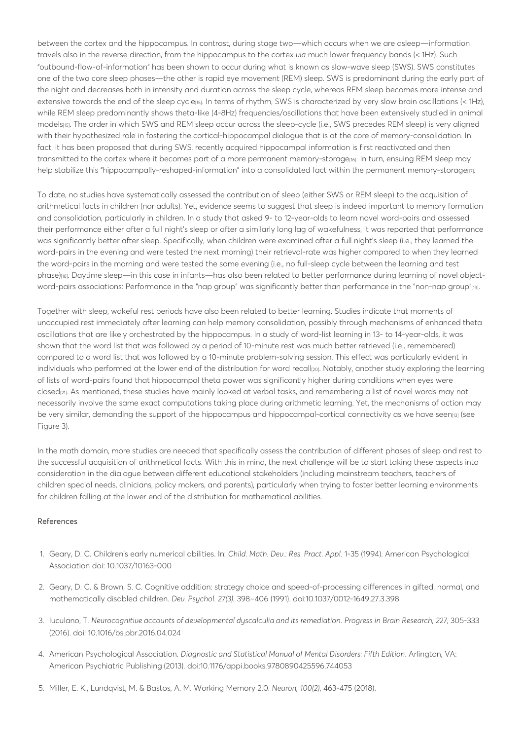between the cortex and the hippocampus. In contrast, during stage two—which occurs when we are asleep—information travels also in the reverse direction, from the hippocampus to the cortex *via* much lower frequency bands (< 1Hz). Such "outbound-flow-of-information" has been shown to occur during what is known as slow-wave sleep (SWS). SWS constitutes one of the two core sleep phases—the other is rapid eye movement (REM) sleep. SWS is predominant during the early part of the night and decreases both in intensity and duration across the sleep cycle, whereas REM sleep becomes more intense and extensive towards the end of the sleep cycle[15]. In terms of rhythm, SWS is characterized by very slow brain oscillations (< 1Hz), while REM sleep predominantly shows theta-like (4-8Hz) frequencies/oscillations that have been extensively studied in animal models[15]. The order in which SWS and REM sleep occur across the sleep-cycle (i.e., SWS precedes REM sleep) is very aligned with their hypothesized role in fostering the cortical-hippocampal dialogue that is at the core of memory-consolidation. In fact, it has been proposed that during SWS, recently acquired hippocampal information is first reactivated and then transmitted to the cortex where it becomes part of a more permanent memory-storage[16]. In turn, ensuing REM sleep may help stabilize this "hippocampally-reshaped-information" into a consolidated fact within the permanent memory-storage[17].

To date, no studies have systematically assessed the contribution of sleep (either SWS or REM sleep) to the acquisition of arithmetical facts in children (nor adults). Yet, evidence seems to suggest that sleep is indeed important to memory formation and consolidation, particularly in children. In a study that asked 9- to 12-year-olds to learn novel word-pairs and assessed their performance either after a full night's sleep or after a similarly long lag of wakefulness, it was reported that performance was significantly better after sleep. Specifically, when children were examined after a full night's sleep (i.e., they learned the word-pairs in the evening and were tested the next morning) their retrieval-rate was higher compared to when they learned the word-pairs in the morning and were tested the same evening (i.e., no full-sleep cycle between the learning and test phase)[18]. Daytime sleep—in this case in infants—has also been related to better performance during learning of novel object-word-pairs associations: Performance in the "nap group" was significantly better than performance in the "non-nap group"[19].

Together with sleep, wakeful rest periods have also been related to better learning. Studies indicate that moments of unoccupied rest immediately after learning can help memory consolidation, possibly through mechanisms of enhanced theta oscillations that are likely orchestrated by the hippocampus. In a study of word-list learning in 13- to 14-year-olds, it was shown that the word list that was followed by a period of 10-minute rest was much better retrieved (i.e., remembered) compared to a word list that was followed by a 10-minute problem-solving session. This effect was particularly evident in individuals who performed at the lower end of the distribution for word recall[20]. Notably, another study exploring the learning of lists of word-pairs found that hippocampal theta power was significantly higher during conditions when eyes were closed[21]. As mentioned, these studies have mainly looked at verbal tasks, and remembering a list of novel words may not necessarily involve the same exact computations taking place during arithmetic learning. Yet, the mechanisms of action may be very similar, demanding the support of the hippocampus and hippocampal-cortical connectivity as we have seen[13] (see Figure 3).

In the math domain, more studies are needed that specifically assess the contribution of different phases of sleep and rest to the successful acquisition of arithmetical facts. With this in mind, the next challenge will be to start taking these aspects into consideration in the dialogue between different educational stakeholders (including mainstream teachers, teachers of children special needs, clinicians, policy makers, and parents), particularly when trying to foster better learning environments for children falling at the lower end of the distribution for mathematical abilities.

## References

1. Geary, D. C. Children's early numerical abilities. In: *Child. Math. Dev.: Res. Pract. Appl.* 1-35 (1994). American Psychological Association doi: 10.1037/10163-000
2. Geary, D. C. & Brown, S. C. Cognitive addition: strategy choice and speed-of-processing differences in gifted, normal, and mathematically disabled children. *Dev. Psychol. 27(3)*, 398–406 (1991). doi:10.1037/0012-1649.27.3.398
3. Iuculano, T. *Neurocognitive accounts of developmental dyscalculia and its remediation. Progress in Brain Research, 227*, 305-333 (2016). doi: 10.1016/bs.pbr.2016.04.024
4. American Psychological Association. *Diagnostic and Statistical Manual of Mental Disorders: Fifth Edition*. Arlington, VA: American Psychiatric Publishing (2013). doi:10.1176/appi.books.9780890425596.744053
5. Miller, E. K., Lundqvist, M. & Bastos, A. M. Working Memory 2.0. *Neuron, 100(2)*, 463-475 (2018).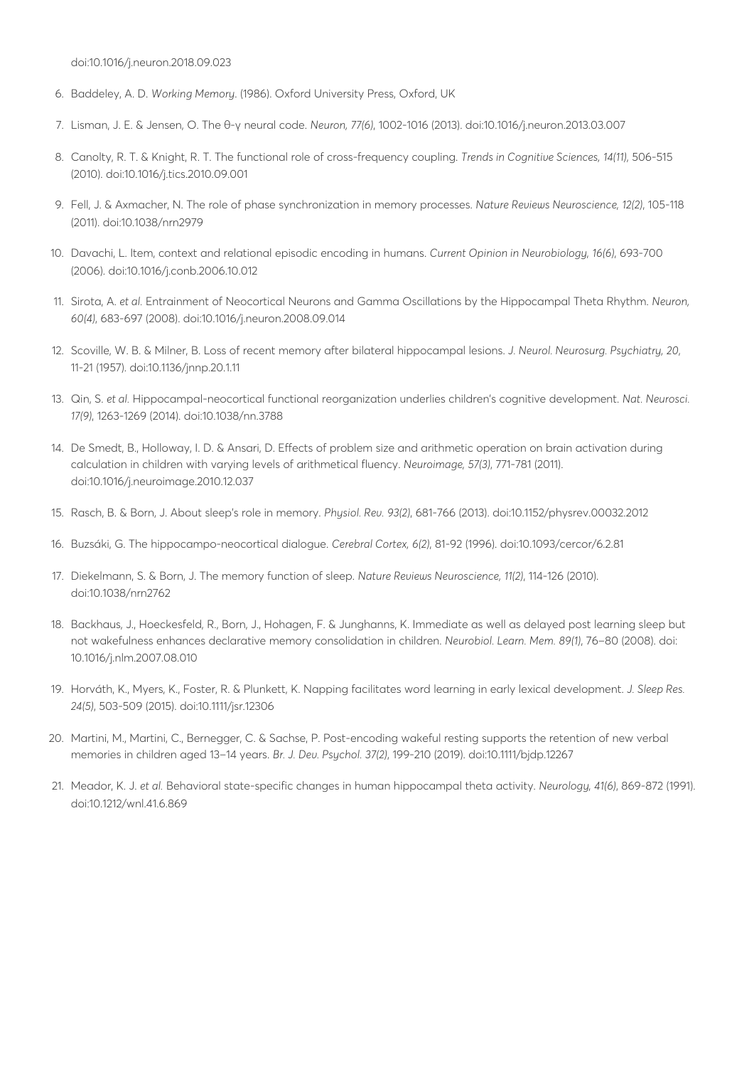doi:10.1016/j.neuron.2018.09.023

6. Baddeley, A. D. *Working Memory*. (1986). Oxford University Press, Oxford, UK
7. Lisman, J. E. & Jensen, O. The θ-γ neural code. *Neuron, 77(6)*, 1002-1016 (2013). doi:10.1016/j.neuron.2013.03.007
8. Canolty, R. T. & Knight, R. T. The functional role of cross-frequency coupling. *Trends in Cognitive Sciences, 14(11)*, 506-515 (2010). doi:10.1016/j.tics.2010.09.001
9. Fell, J. & Axmacher, N. The role of phase synchronization in memory processes. *Nature Reviews Neuroscience, 12(2)*, 105-118 (2011). doi:10.1038/nrn2979
10. Davachi, L. Item, context and relational episodic encoding in humans. *Current Opinion in Neurobiology, 16(6)*, 693-700 (2006). doi:10.1016/j.conb.2006.10.012
11. Sirota, A. *et al.* Entrainment of Neocortical Neurons and Gamma Oscillations by the Hippocampal Theta Rhythm. *Neuron, 60(4)*, 683-697 (2008). doi:10.1016/j.neuron.2008.09.014
12. Scoville, W. B. & Milner, B. Loss of recent memory after bilateral hippocampal lesions. *J. Neurol. Neurosurg. Psychiatry, 20*, 11-21 (1957). doi:10.1136/jnnp.20.1.11
13. Qin, S. *et al.* Hippocampal-neocortical functional reorganization underlies children's cognitive development. *Nat. Neurosci. 17(9)*, 1263-1269 (2014). doi:10.1038/nn.3788
14. De Smedt, B., Holloway, I. D. & Ansari, D. Effects of problem size and arithmetic operation on brain activation during calculation in children with varying levels of arithmetical fluency. *Neuroimage, 57(3)*, 771-781 (2011). doi:10.1016/j.neuroimage.2010.12.037
15. Rasch, B. & Born, J. About sleep's role in memory. *Physiol. Rev. 93(2)*, 681-766 (2013). doi:10.1152/physrev.00032.2012
16. Buzsáki, G. The hippocampo-neocortical dialogue. *Cerebral Cortex, 6(2)*, 81-92 (1996). doi:10.1093/cercor/6.2.81
17. Diekelmann, S. & Born, J. The memory function of sleep. *Nature Reviews Neuroscience, 11(2)*, 114-126 (2010). doi:10.1038/nrn2762
18. Backhaus, J., Hoeckesfeld, R., Born, J., Hohagen, F. & Junghanns, K. Immediate as well as delayed post learning sleep but not wakefulness enhances declarative memory consolidation in children. *Neurobiol. Learn. Mem. 89(1)*, 76–80 (2008). doi: 10.1016/j.nlm.2007.08.010
19. Horváth, K., Myers, K., Foster, R. & Plunkett, K. Napping facilitates word learning in early lexical development. *J. Sleep Res. 24(5)*, 503-509 (2015). doi:10.1111/jsr.12306
20. Martini, M., Martini, C., Bernegger, C. & Sachse, P. Post-encoding wakeful resting supports the retention of new verbal memories in children aged 13–14 years. *Br. J. Dev. Psychol. 37(2)*, 199-210 (2019). doi:10.1111/bjdp.12267
21. Meador, K. J. *et al.* Behavioral state-specific changes in human hippocampal theta activity. *Neurology, 41(6)*, 869-872 (1991). doi:10.1212/wnl.41.6.869